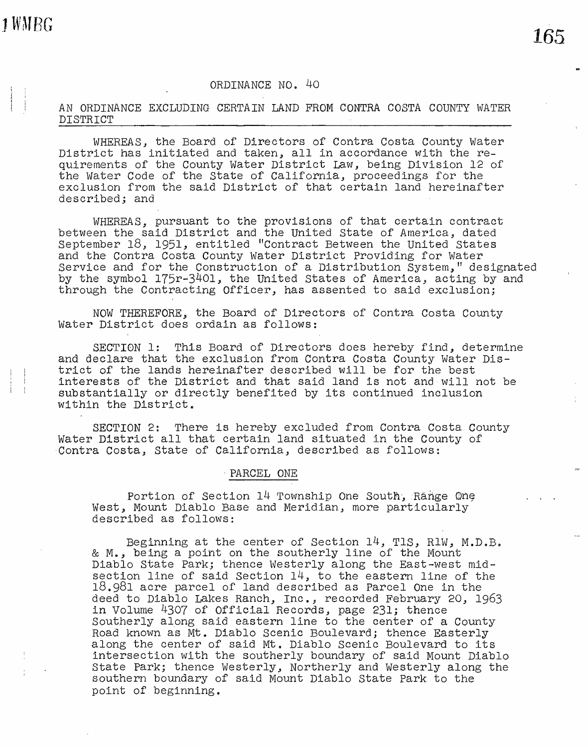# ORDINANCE NO. 40

## AN ORDINANCE EXCLUDING CERTAIN LAND FROM CONTRA COSTA COUNTY WATER DISTRICT

WHEREAS, the Board of Directors of Contra Costa County Water District has initiated and taken, all in accordance with the requirements of the County Water District Law, being Division 12 of the Water Code of the State of California, proceedings for the exclusion from the said District of that certain land hereinafter described; and

WHEREAS, pursuant to the provisions of that certain contract between the said District and the United State of America, dated September 18, 1951, entitled "Contract Between the United States and the Contra Costa County Water District Providing for Water Service and for the Construction of a Distribution System," designated by the symbol 175r-3401, the United States of America, acting by and through the Contracting Officer, has assented to said exclusion;

NOW THEREFORE, the Board of Directors of Contra Costa County Water District does ordain as follows:

SECTION 1: This Board of Directors does hereby find, determine and declare that the exclusion from Contra Costa County Water District of the lands hereinafter described will be for the best interests of the District and that said land is not and will not be substantially or directly benefited by its continued inclusion within the District.

SECTION 2: There is hereby excluded from Contra Costa County Water District all that certain land situated in the County of Contra Costa, State of California, described as follows:

PARCEL ONE

Portion of Section 14 Township One South, Range One West, Mount Diablo Base and Meridian, more particularly described as follows:

Beginning at the center of Section 14, T1S, R1W, M.D.B. & M., being a point on the southerly line of the Mount Diablo State Park; thence Westerly along the East-west midsection line of said Section 14, to the eastern line of the 18.981 acre parcel of land described as Parcel One in the deed to Diablo Lakes Ranch, Inc., recorded February 20, 1963 in Volume 4307 of Official Records, page 231; thence Southerly along said eastern line to the center of a County Road known as Mt. Diablo Scenic Boulevard; thence Easterly along the center of said Mt. Diablo Scenic Boulevard to its intersection with the southerly boundary of said Mount Diablo State Park; thence Westerly, Northerly and Westerly along the southern boundary of said Mount Diablo State Park to the point of beginning.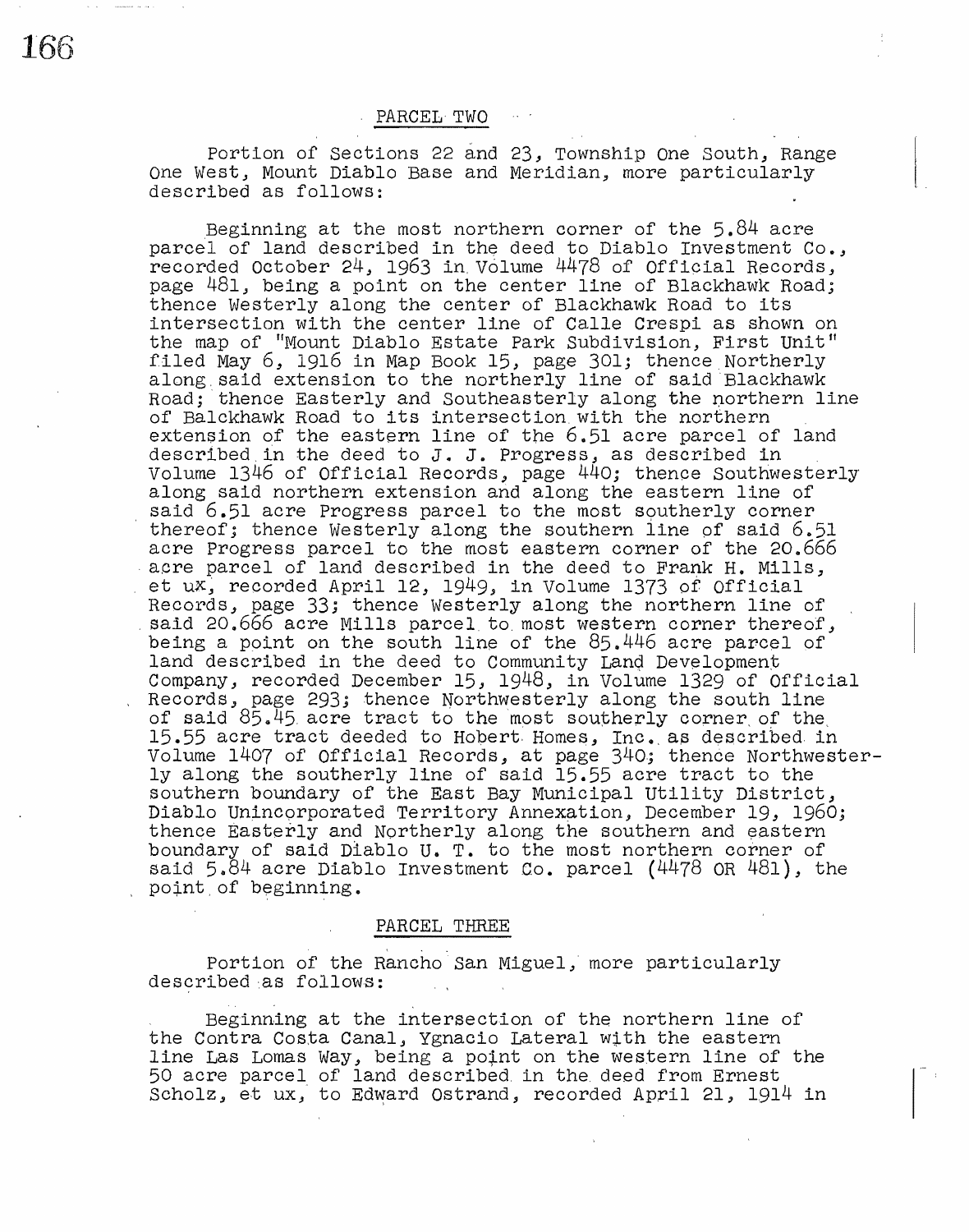## PARCEL TWO

Portion of Sections 22 and 23, Township One South, Range One West, Mount Diablo Base and Meridian, more particularly described as follows:

Beginning at the most northern corner of the 5.84 acre parcel of land described in the deed to Diablo Investment Co., recorded October 24, 1963 in Volume 4478 of Official Records, page 481, being a point on the center line of Blackhawk Road; thence Westerly along the center of Blackhawk Road to its intersection with the center line of Calle Crespi as shown on the map of "Mount Diablo Estate Park Subdivision, First Unit" filed May 6, 1916 in Map Book 15, page 301; thence Northerly along said extension to the northerly line of said Blackhawk Road; thence Easterly and Southeasterly along the northern line of Balckhawk Road to its intersection with the northern extension of the eastern line of the 6.51 acre parcel of land described in the deed to J. J. Progress, as described in Volume 1346 of Official Records, page 440; thence Southwesterly along said northern extension and along the eastern line of said 6.51 acre Progress parcel to the most southerly corner thereof; thence Westerly along the southern line of said 6.51 acre Progress parcel to the most eastern corner of the 20.666 acre parcel of land described in the deed to Frank H. Mills, et ux, recorded April 12, 1949, in Volume 1373 of Official Records, page 33; thence Westerly along the northern line of said 20.666 acre Mills parcel to most western corner thereof, being a point on the south line of the 85.446 acre parcel of land described in the deed to Community Land Development Company, recorded December 15, 1948, in Volume 1329 of Official Records, page 293; thence Northwesterly along the south line of said 85.45 acre tract to the most southerly corner of the 15.55 acre tract deeded to Hobert Homes, Inc. as described in Volume 1407 of Official Records, at page 340; thence Northwesterly along the southerly line of said 15.55 acre tract to the southern boundary of the East Bay Municipal Utility District, Diablo Unincorporated Territory Annexation, December 19, 1960; thence Easterly and Northerly along the southern and eastern boundary of said Diablo U. T. to the most northern corner of said 5.84 acre Diablo Investment Co. parcel (4478 OR 481), the point of beginning.

## PARCEL THREE

Portion of the Rancho San Miguel, more particularly described as follows:

Beginning at the intersection of the northern line of the Contra Costa Canal, Ygnacio Lateral with the eastern line Las Lomas Way, being a point on the western line of the 50 acre parcel of land described in the deed from Ernest Scholz, et ux, to Edward Ostrand, recorded April 21, 1914 in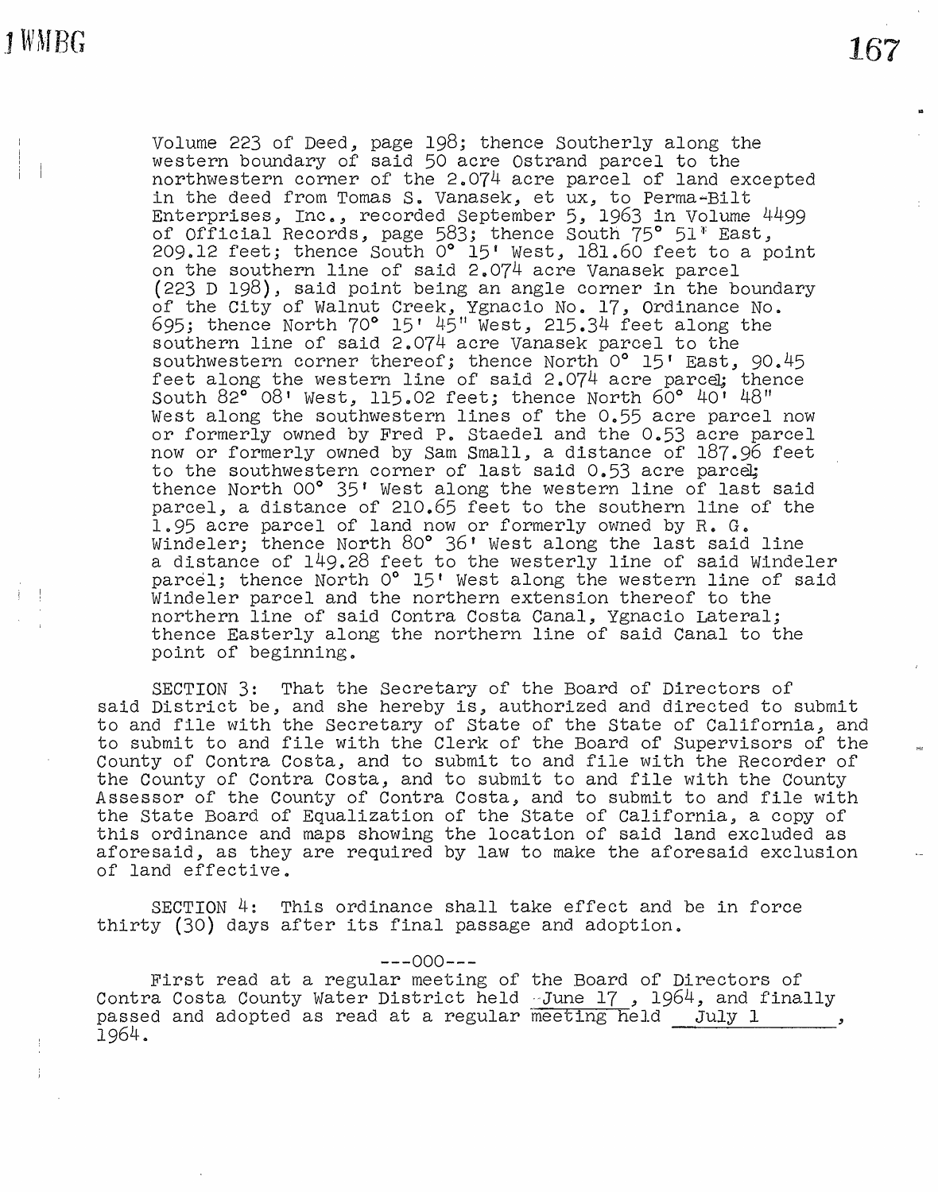Volume 223 of Deed, page 198; thence Southerly along the western boundary of said 50 acre Ostrand parcel to the northwestern corner of the 2.074 acre parcel of land excepted in the deed from Tomas S. Vanasek, et ux, to Perma-Bilt Enterprises, Inc., recorded September 5, 1963 in Volume 4499 of Official Records, page 583; thence South 75° 51' East, 209.12 feet; thence South 0° 15' West, 181.60 feet to a point on the southern line of said 2.074 acre Vanasek parcel (223 D 198), said point being an angle corner in the boundary of the City of Walnut Creek, Ygnacio No. 17, Ordinance No. 695; thence North 70° 15' 45" West, 215.34 feet along the southern line of said 2.074 acre Vanasek parcel to the southwestern corner thereof; thence North 0° 15' East, 90.45 feet along the western line of said 2.074 acre parcel; thence South 82° 08' West, 115.02 feet; thence North 60° 40' 48" West along the southwestern lines of the 0.55 acre parcel now or formerly owned by Fred P. Staedel and the 0.53 acre parcel now or formerly owned by Sam Small, a distance of 187.96 feet to the southwestern corner of last said 0.53 acre parcel; thence North 00° 35' West along the western line of last said parcel, a distance of 210.65 feet to the southern line of the 1.95 acre parcel of land now or formerly owned by R. G. Windeler; thence North 80° 36' West along the last said line a distance of 149.28 feet to the westerly line of said Windeler parcel; thence North 0° 15' West along the western line of said Windeler parcel and the northern extension thereof to the northern line of said Contra Costa Canal, Ygnacio Lateral; thence Easterly along the northern line of said Canal to the point of beginning.

SECTION 3: That the Secretary of the Board of Directors of said District be, and she hereby is, authorized and directed to submit to and file with the Secretary of State of the State of California, and to submit to and file with the Clerk of the Board of Supervisors of the County of Contra Costa, and to submit to and file with the Recorder of the County of Contra Costa, and to submit to and file with the County Assessor of the County of Contra Costa, and to submit to and file with the State Board of Equalization of the State of California, a copy of this ordinance and maps showing the location of said land excluded as aforesaid, as they are required by law to make the aforesaid exclusion of land effective.

SECTION 4: This ordinance shall take effect and be in force thirty (30) days after its final passage and adoption.

---000---

First read at a regular meeting of the Board of Directors of Contra Costa County Water District held June 17, 1964, and finally passed and adopted as read at a regular meeting held July 1, 1964.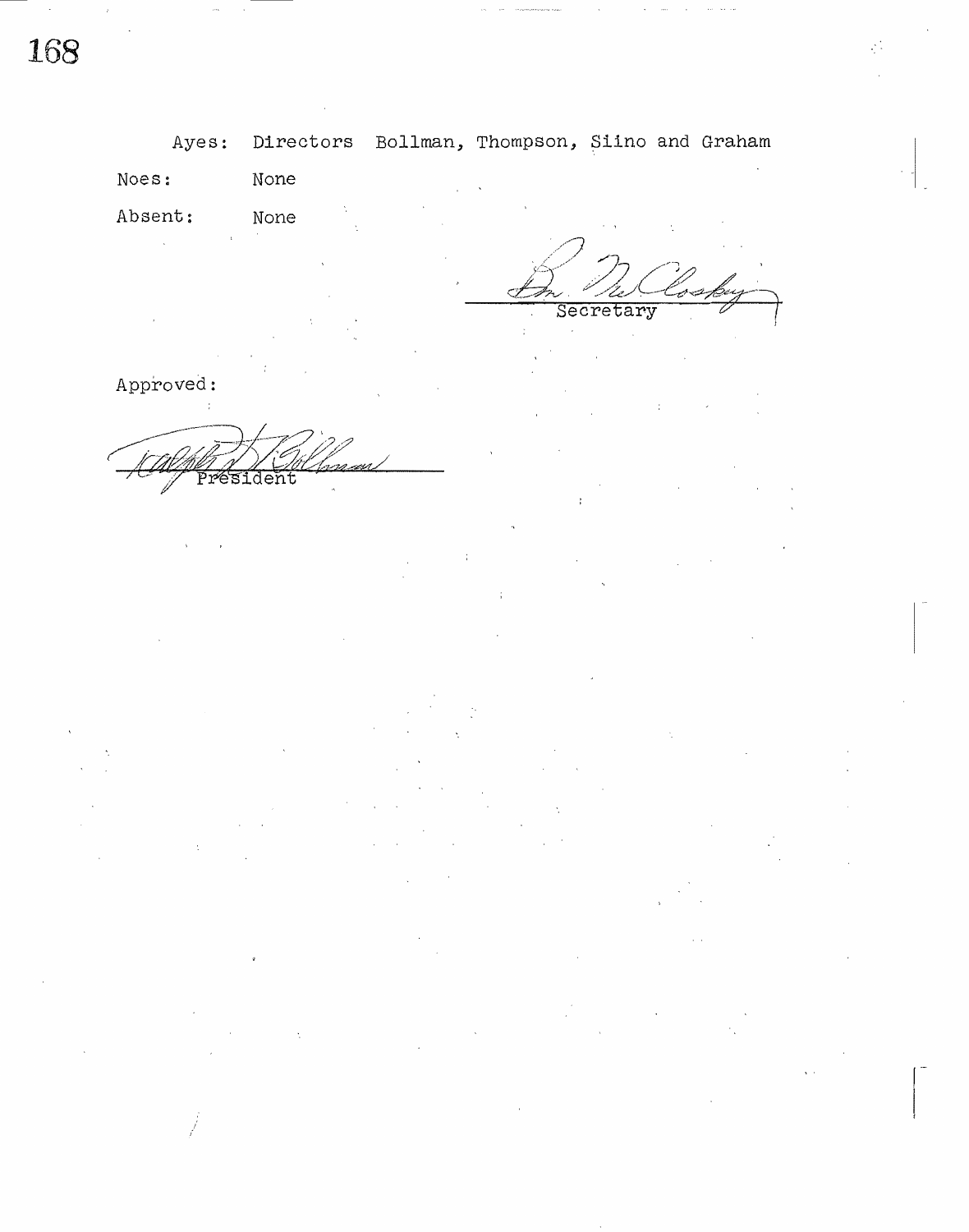Ayes: Directors Bollman, Thompson, Siino and Graham

Noes: None

Absent: None

Secretary

Approved:

President